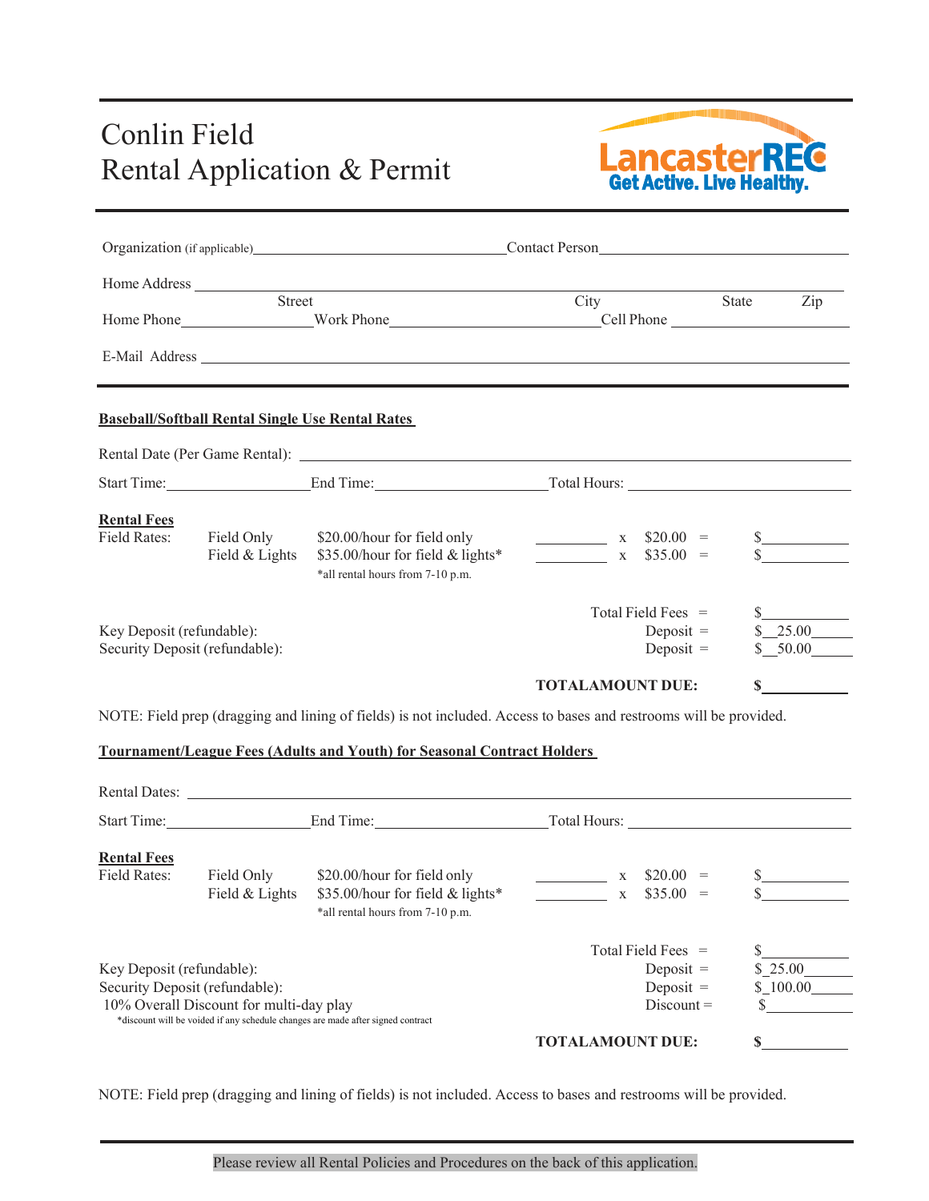# Conlin Field
## Rental Application & Permit

LancasterREC
Get Active. Live Healthy.

Organization (if applicable)________________________ Contact Person________________________

Home Address ______________________________________________________________
Street City State Zip

Home Phone______________ Work Phone____________________ Cell Phone ______________

E-Mail Address ______________________________________________________________

---

**Baseball/Softball Rental Single Use Rental Rates**

Rental Date (Per Game Rental): ______________________________________________

Start Time:______________ End Time:______________ Total Hours: ______________

**Rental Fees**

| Field Rates: | | | | | | |
|---|---|---|---|---|---|---|
| | Field Only | $20.00/hour for field only | ________ | x | $20.00 = | $__________ |
| | Field & Lights | $35.00/hour for field & lights* | ________ | x | $35.00 = | $__________ |
| | | *all rental hours from 7-10 p.m. | | | | |

| | | |
|---|---|---|
| | Total Field Fees = | $__________ |
| Key Deposit (refundable): | Deposit = | $ 25.00 |
| Security Deposit (refundable): | Deposit = | $ 50.00 |
| | **TOTALAMOUNT DUE:** | **$**__________ |

NOTE: Field prep (dragging and lining of fields) is not included. Access to bases and restrooms will be provided.

**Tournament/League Fees (Adults and Youth) for Seasonal Contract Holders**

Rental Dates: ______________________________________________

Start Time:______________ End Time:______________ Total Hours: ______________

**Rental Fees**

| Field Rates: | | | | | | |
|---|---|---|---|---|---|---|
| | Field Only | $20.00/hour for field only | ________ | x | $20.00 = | $__________ |
| | Field & Lights | $35.00/hour for field & lights* | ________ | x | $35.00 = | $__________ |
| | | *all rental hours from 7-10 p.m. | | | | |

| | | |
|---|---|---|
| | Total Field Fees = | $__________ |
| Key Deposit (refundable): | Deposit = | $ 25.00 |
| Security Deposit (refundable): | Deposit = | $ 100.00 |
| 10% Overall Discount for multi-day play<br>*discount will be voided if any schedule changes are made after signed contract | Discount = | $__________ |
| | **TOTALAMOUNT DUE:** | **$**__________ |

NOTE: Field prep (dragging and lining of fields) is not included. Access to bases and restrooms will be provided.

---

Please review all Rental Policies and Procedures on the back of this application.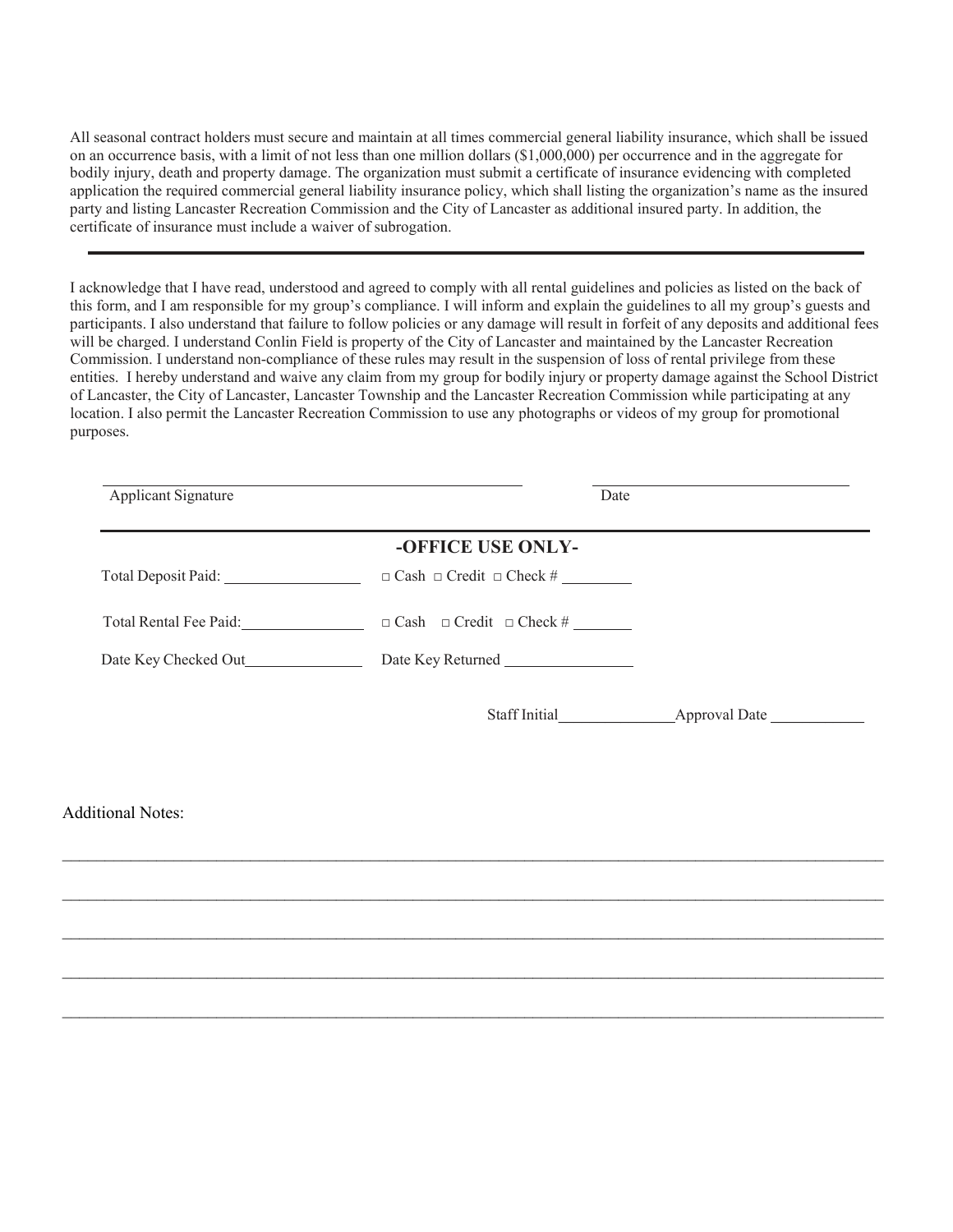All seasonal contract holders must secure and maintain at all times commercial general liability insurance, which shall be issued on an occurrence basis, with a limit of not less than one million dollars ($1,000,000) per occurrence and in the aggregate for bodily injury, death and property damage. The organization must submit a certificate of insurance evidencing with completed application the required commercial general liability insurance policy, which shall listing the organization's name as the insured party and listing Lancaster Recreation Commission and the City of Lancaster as additional insured party. In addition, the certificate of insurance must include a waiver of subrogation.

---

I acknowledge that I have read, understood and agreed to comply with all rental guidelines and policies as listed on the back of this form, and I am responsible for my group's compliance. I will inform and explain the guidelines to all my group's guests and participants. I also understand that failure to follow policies or any damage will result in forfeit of any deposits and additional fees will be charged. I understand Conlin Field is property of the City of Lancaster and maintained by the Lancaster Recreation Commission. I understand non-compliance of these rules may result in the suspension of loss of rental privilege from these entities. I hereby understand and waive any claim from my group for bodily injury or property damage against the School District of Lancaster, the City of Lancaster, Lancaster Township and the Lancaster Recreation Commission while participating at any location. I also permit the Lancaster Recreation Commission to use any photographs or videos of my group for promotional purposes.

______________________________________ ______________________

Applicant Signature Date

---

## -OFFICE USE ONLY-

Total Deposit Paid: ________________ □ Cash □ Credit □ Check # ________

Total Rental Fee Paid: ________________ □ Cash □ Credit □ Check # ________

Date Key Checked Out ________________ Date Key Returned ________________

Staff Initial ______________ Approval Date ____________

Additional Notes:

______________________________________________________________________________

______________________________________________________________________________

______________________________________________________________________________

______________________________________________________________________________

______________________________________________________________________________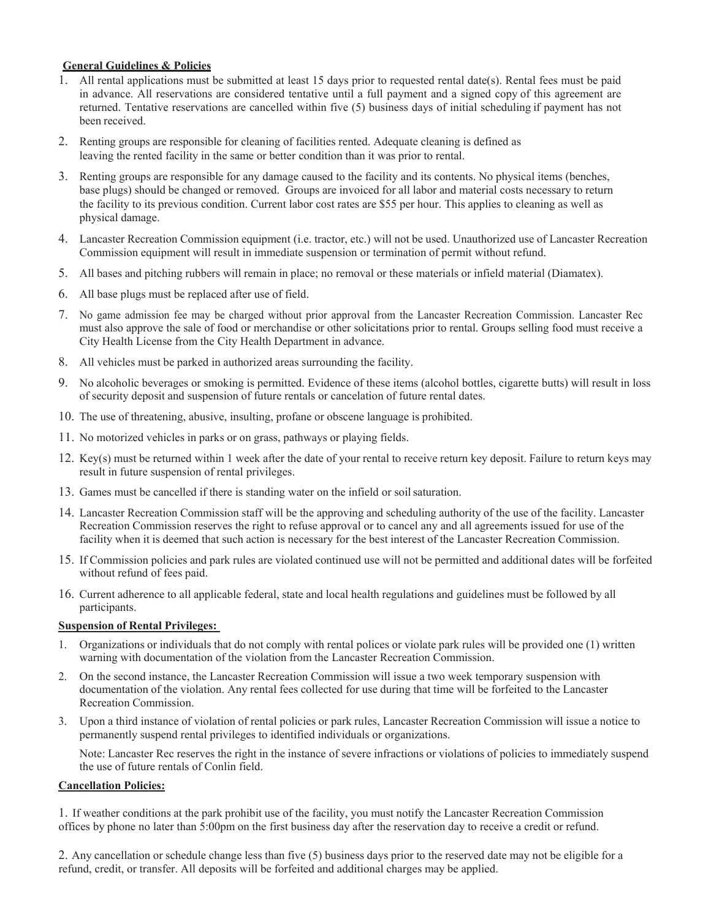**General Guidelines & Policies**

1. All rental applications must be submitted at least 15 days prior to requested rental date(s). Rental fees must be paid in advance. All reservations are considered tentative until a full payment and a signed copy of this agreement are returned. Tentative reservations are cancelled within five (5) business days of initial scheduling if payment has not been received.
2. Renting groups are responsible for cleaning of facilities rented. Adequate cleaning is defined as leaving the rented facility in the same or better condition than it was prior to rental.
3. Renting groups are responsible for any damage caused to the facility and its contents. No physical items (benches, base plugs) should be changed or removed. Groups are invoiced for all labor and material costs necessary to return the facility to its previous condition. Current labor cost rates are $55 per hour. This applies to cleaning as well as physical damage.
4. Lancaster Recreation Commission equipment (i.e. tractor, etc.) will not be used. Unauthorized use of Lancaster Recreation Commission equipment will result in immediate suspension or termination of permit without refund.
5. All bases and pitching rubbers will remain in place; no removal or these materials or infield material (Diamatex).
6. All base plugs must be replaced after use of field.
7. No game admission fee may be charged without prior approval from the Lancaster Recreation Commission. Lancaster Rec must also approve the sale of food or merchandise or other solicitations prior to rental. Groups selling food must receive a City Health License from the City Health Department in advance.
8. All vehicles must be parked in authorized areas surrounding the facility.
9. No alcoholic beverages or smoking is permitted. Evidence of these items (alcohol bottles, cigarette butts) will result in loss of security deposit and suspension of future rentals or cancelation of future rental dates.
10. The use of threatening, abusive, insulting, profane or obscene language is prohibited.
11. No motorized vehicles in parks or on grass, pathways or playing fields.
12. Key(s) must be returned within 1 week after the date of your rental to receive return key deposit. Failure to return keys may result in future suspension of rental privileges.
13. Games must be cancelled if there is standing water on the infield or soil saturation.
14. Lancaster Recreation Commission staff will be the approving and scheduling authority of the use of the facility. Lancaster Recreation Commission reserves the right to refuse approval or to cancel any and all agreements issued for use of the facility when it is deemed that such action is necessary for the best interest of the Lancaster Recreation Commission.
15. If Commission policies and park rules are violated continued use will not be permitted and additional dates will be forfeited without refund of fees paid.
16. Current adherence to all applicable federal, state and local health regulations and guidelines must be followed by all participants.

**Suspension of Rental Privileges:**

1. Organizations or individuals that do not comply with rental polices or violate park rules will be provided one (1) written warning with documentation of the violation from the Lancaster Recreation Commission.
2. On the second instance, the Lancaster Recreation Commission will issue a two week temporary suspension with documentation of the violation. Any rental fees collected for use during that time will be forfeited to the Lancaster Recreation Commission.
3. Upon a third instance of violation of rental policies or park rules, Lancaster Recreation Commission will issue a notice to permanently suspend rental privileges to identified individuals or organizations.

   Note: Lancaster Rec reserves the right in the instance of severe infractions or violations of policies to immediately suspend the use of future rentals of Conlin field.

**Cancellation Policies:**

1. If weather conditions at the park prohibit use of the facility, you must notify the Lancaster Recreation Commission offices by phone no later than 5:00pm on the first business day after the reservation day to receive a credit or refund.

2. Any cancellation or schedule change less than five (5) business days prior to the reserved date may not be eligible for a refund, credit, or transfer. All deposits will be forfeited and additional charges may be applied.